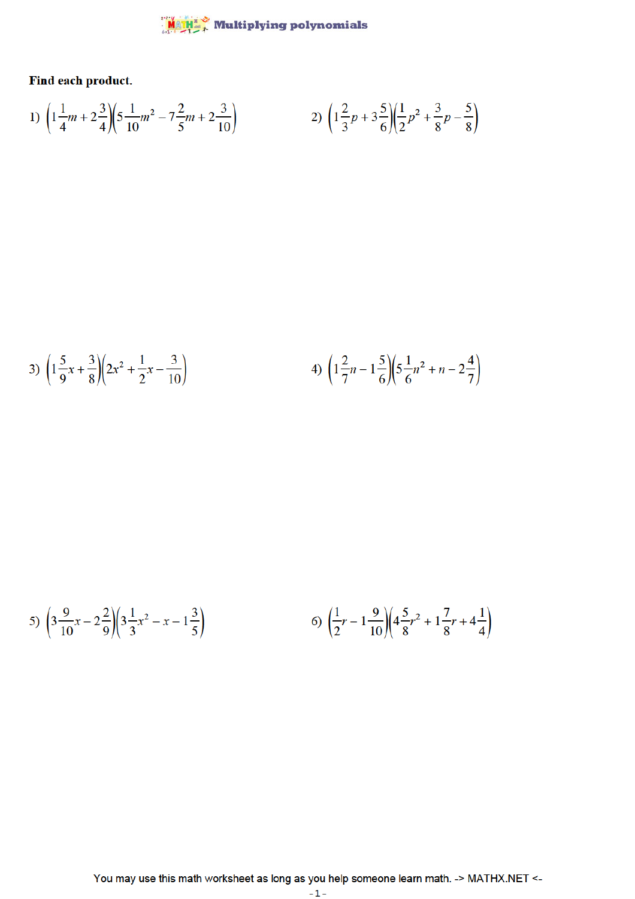# Multiplying polynomials

**Find each product.**

1) $\left(1\frac{1}{4}m+2\frac{3}{4}\right)\left(5\frac{1}{10}m^2-7\frac{2}{5}m+2\frac{3}{10}\right)$

2) $\left(1\frac{2}{3}p+3\frac{5}{6}\right)\left(\frac{1}{2}p^2+\frac{3}{8}p-\frac{5}{8}\right)$

3) $\left(1\frac{5}{9}x+\frac{3}{8}\right)\left(2x^2+\frac{1}{2}x-\frac{3}{10}\right)$

4) $\left(1\frac{2}{7}n-1\frac{5}{6}\right)\left(5\frac{1}{6}n^2+n-2\frac{4}{7}\right)$

5) $\left(3\frac{9}{10}x-2\frac{2}{9}\right)\left(3\frac{1}{3}x^2-x-1\frac{3}{5}\right)$

6) $\left(\frac{1}{2}r-1\frac{9}{10}\right)\left(4\frac{5}{8}r^2+1\frac{7}{8}r+4\frac{1}{4}\right)$

You may use this math worksheet as long as you help someone learn math. -> MATHX.NET <-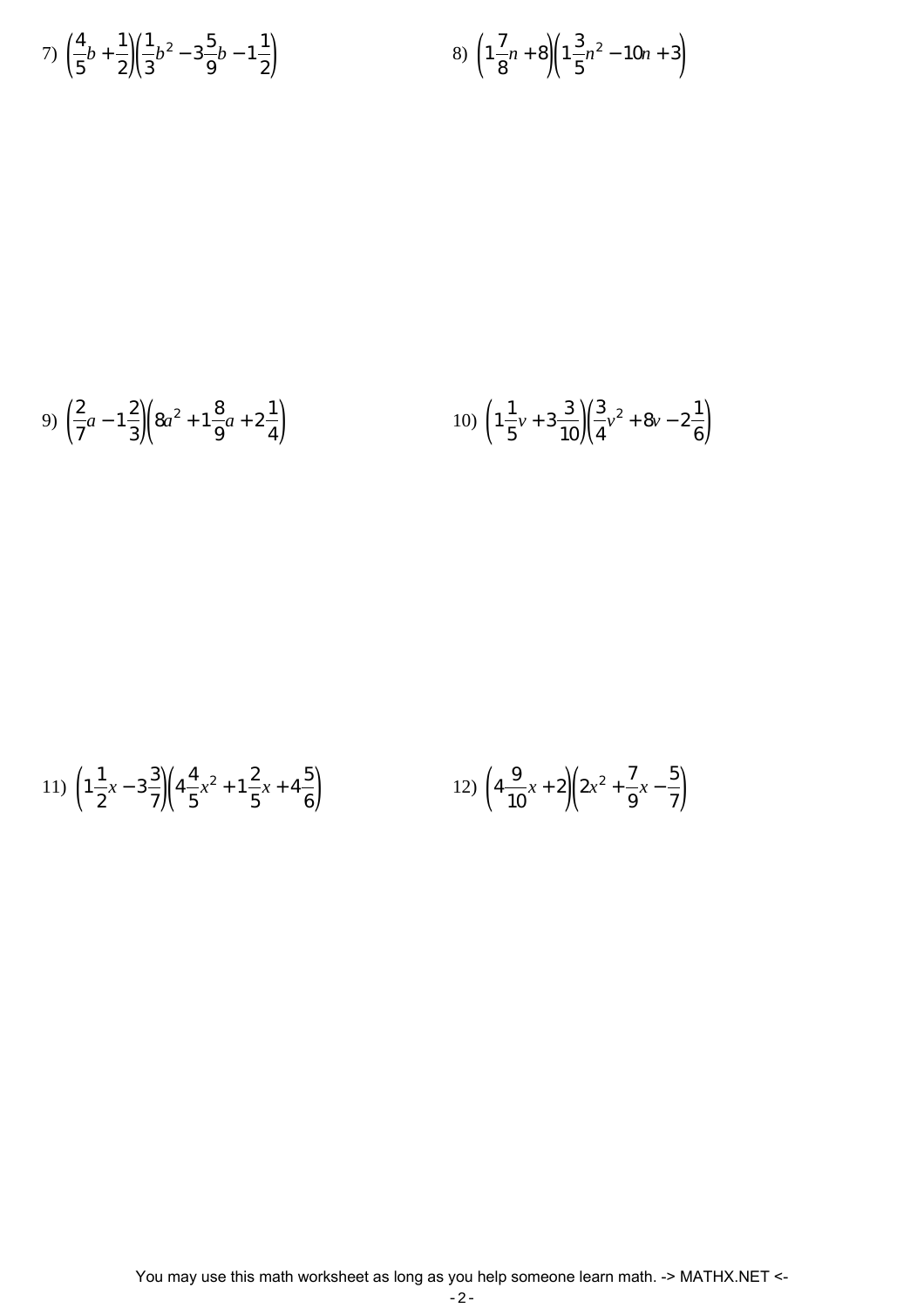7) $\left(\frac{4}{5}b+\frac{1}{2}\right)\left(\frac{1}{3}b^2-3\frac{5}{9}b-1\frac{1}{2}\right)$

8) $\left(1\frac{7}{8}n+8\right)\left(1\frac{3}{5}n^2-10n+3\right)$

9) $\left(\frac{2}{7}a-1\frac{2}{3}\right)\left(8a^2+1\frac{8}{9}a+2\frac{1}{4}\right)$

10) $\left(1\frac{1}{5}v+3\frac{3}{10}\right)\left(\frac{3}{4}v^2+8v-2\frac{1}{6}\right)$

11) $\left(1\frac{1}{2}x-3\frac{3}{7}\right)\left(4\frac{4}{5}x^2+1\frac{2}{5}x+4\frac{5}{6}\right)$

12) $\left(4\frac{9}{10}x+2\right)\left(2x^2+\frac{7}{9}x-\frac{5}{7}\right)$

You may use this math worksheet as long as you help someone learn math. -> MATHX.NET <-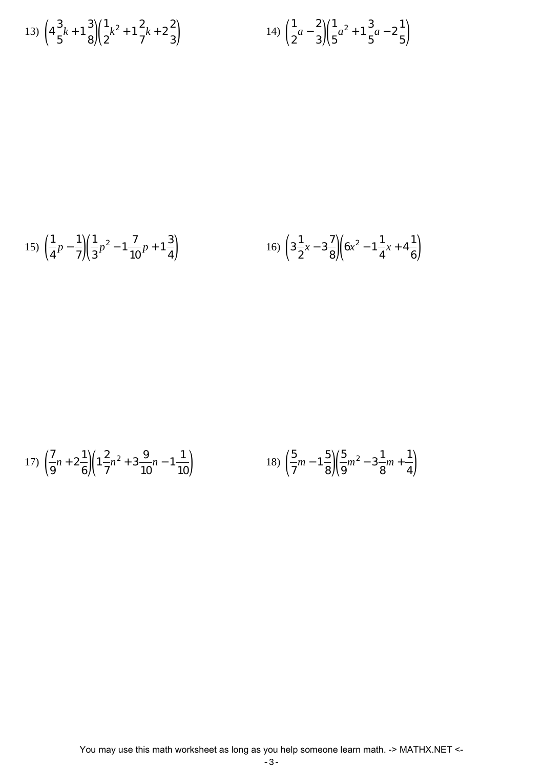13) $\left(4\frac{3}{5}k + 1\frac{3}{8}\right)\left(\frac{1}{2}k^2 + 1\frac{2}{7}k + 2\frac{2}{3}\right)$

14) $\left(\frac{1}{2}a - \frac{2}{3}\right)\left(\frac{1}{5}a^2 + 1\frac{3}{5}a - 2\frac{1}{5}\right)$

15) $\left(\frac{1}{4}p - \frac{1}{7}\right)\left(\frac{1}{3}p^2 - 1\frac{7}{10}p + 1\frac{3}{4}\right)$

16) $\left(3\frac{1}{2}x - 3\frac{7}{8}\right)\left(6x^2 - 1\frac{1}{4}x + 4\frac{1}{6}\right)$

17) $\left(\frac{7}{9}n + 2\frac{1}{6}\right)\left(1\frac{2}{7}n^2 + 3\frac{9}{10}n - 1\frac{1}{10}\right)$

18) $\left(\frac{5}{7}m - 1\frac{5}{8}\right)\left(\frac{5}{9}m^2 - 3\frac{1}{8}m + \frac{1}{4}\right)$

You may use this math worksheet as long as you help someone learn math. -> MATHX.NET <-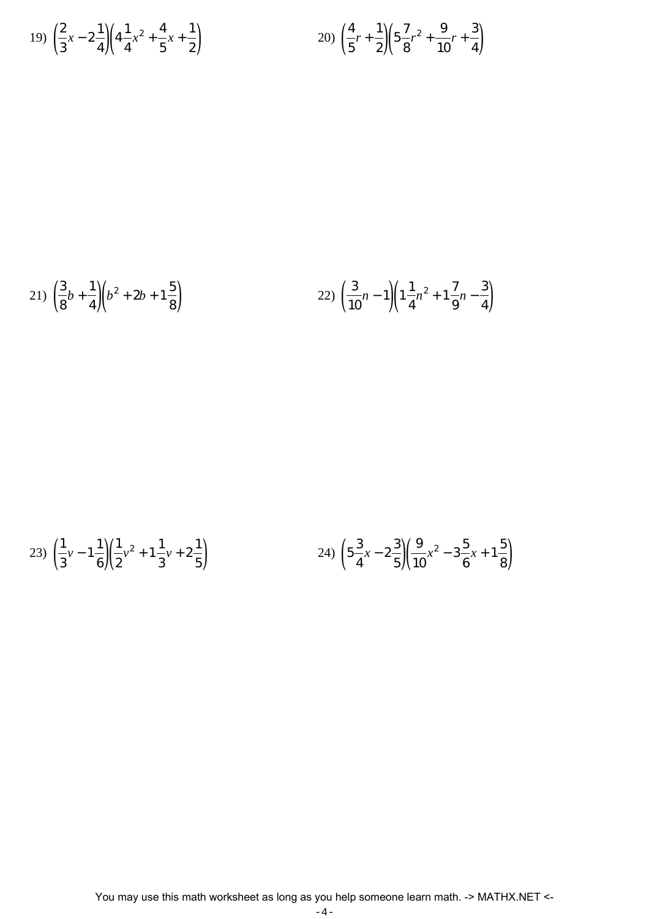19) $\left(\frac{2}{3}x - 2\frac{1}{4}\right)\left(4\frac{1}{4}x^2 + \frac{4}{5}x + \frac{1}{2}\right)$

20) $\left(\frac{4}{5}r + \frac{1}{2}\right)\left(5\frac{7}{8}r^2 + \frac{9}{10}r + \frac{3}{4}\right)$

21) $\left(\frac{3}{8}b + \frac{1}{4}\right)\left(b^2 + 2b + 1\frac{5}{8}\right)$

22) $\left(\frac{3}{10}n - 1\right)\left(1\frac{1}{4}n^2 + 1\frac{7}{9}n - \frac{3}{4}\right)$

23) $\left(\frac{1}{3}v - 1\frac{1}{6}\right)\left(\frac{1}{2}v^2 + 1\frac{1}{3}v + 2\frac{1}{5}\right)$

24) $\left(5\frac{3}{4}x - 2\frac{3}{5}\right)\left(\frac{9}{10}x^2 - 3\frac{5}{6}x + 1\frac{5}{8}\right)$

You may use this math worksheet as long as you help someone learn math. -> MATHX.NET <-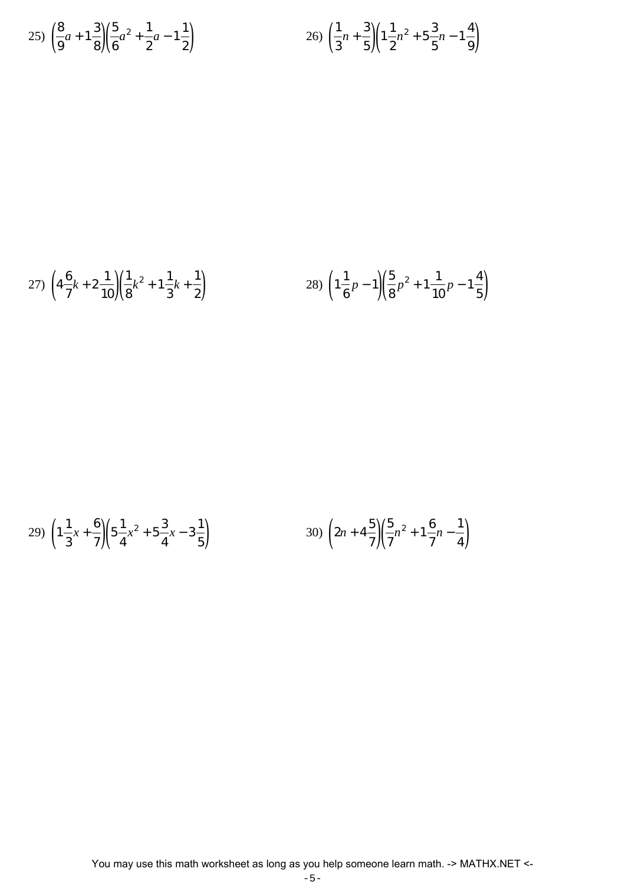25) $\left(\frac{8}{9}a + 1\frac{3}{8}\right)\left(\frac{5}{6}a^2 + \frac{1}{2}a - 1\frac{1}{2}\right)$

26) $\left(\frac{1}{3}n + \frac{3}{5}\right)\left(1\frac{1}{2}n^2 + 5\frac{3}{5}n - 1\frac{4}{9}\right)$

27) $\left(4\frac{6}{7}k + 2\frac{1}{10}\right)\left(\frac{1}{8}k^2 + 1\frac{1}{3}k + \frac{1}{2}\right)$

28) $\left(1\frac{1}{6}p - 1\right)\left(\frac{5}{8}p^2 + 1\frac{1}{10}p - 1\frac{4}{5}\right)$

29) $\left(1\frac{1}{3}x + \frac{6}{7}\right)\left(5\frac{1}{4}x^2 + 5\frac{3}{4}x - 3\frac{1}{5}\right)$

30) $\left(2n + 4\frac{5}{7}\right)\left(\frac{5}{7}n^2 + 1\frac{6}{7}n - \frac{1}{4}\right)$

You may use this math worksheet as long as you help someone learn math. -> MATHX.NET <-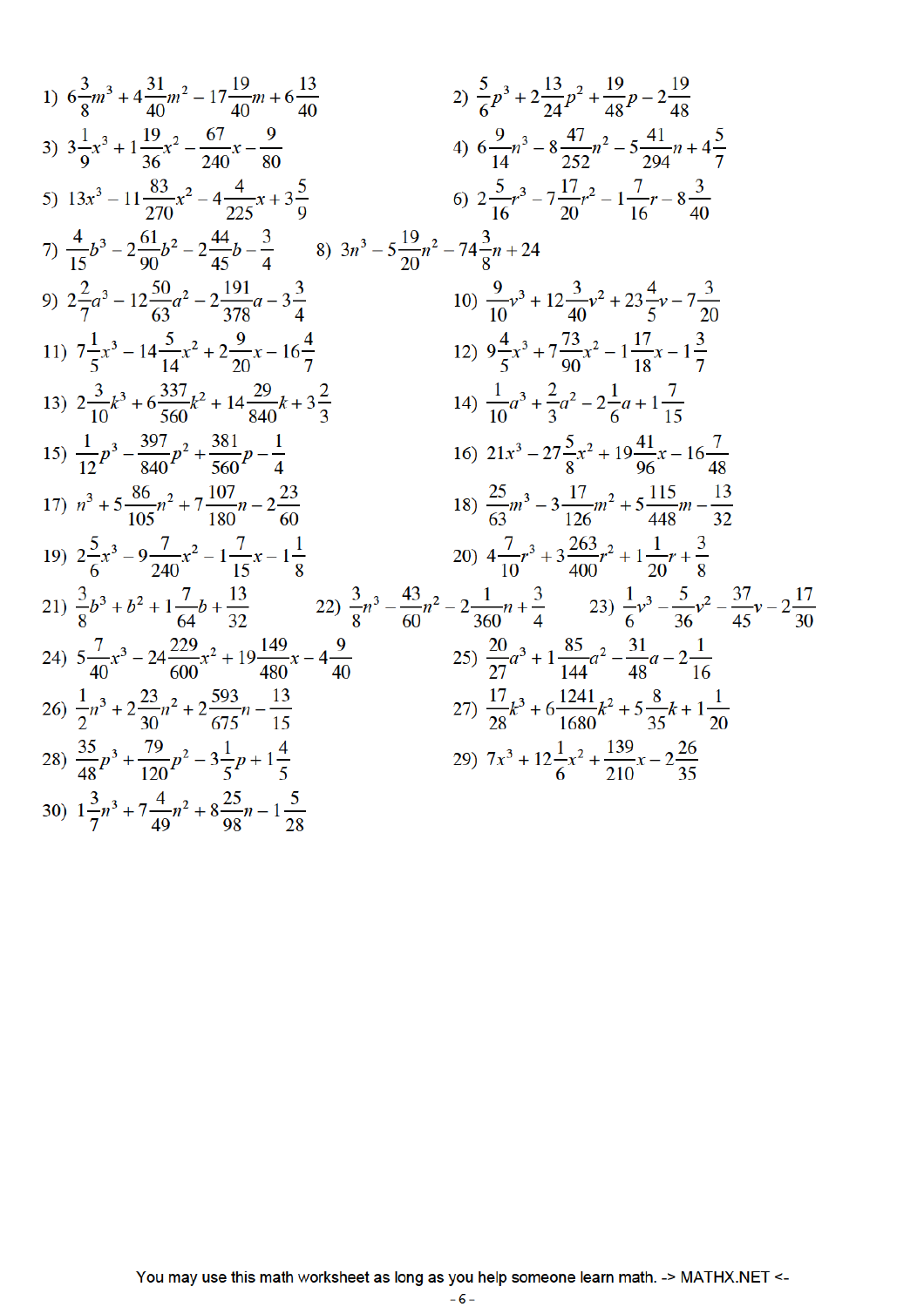1) $6\frac{3}{8}m^3 + 4\frac{31}{40}m^2 - 17\frac{19}{40}m + 6\frac{13}{40}$

2) $\frac{5}{6}p^3 + 2\frac{13}{24}p^2 + \frac{19}{48}p - 2\frac{19}{48}$

3) $3\frac{1}{9}x^3 + 1\frac{19}{36}x^2 - \frac{67}{240}x - \frac{9}{80}$

4) $6\frac{9}{14}n^3 - 8\frac{47}{252}n^2 - 5\frac{41}{294}n + 4\frac{5}{7}$

5) $13x^3 - 11\frac{83}{270}x^2 - 4\frac{4}{225}x + 3\frac{5}{9}$

6) $2\frac{5}{16}r^3 - 7\frac{17}{20}r^2 - 1\frac{7}{16}r - 8\frac{3}{40}$

7) $\frac{4}{15}b^3 - 2\frac{61}{90}b^2 - 2\frac{44}{45}b - \frac{3}{4}$

8) $3n^3 - 5\frac{19}{20}n^2 - 74\frac{3}{8}n + 24$

9) $2\frac{2}{7}a^3 - 12\frac{50}{63}a^2 - 2\frac{191}{378}a - 3\frac{3}{4}$

10) $\frac{9}{10}v^3 + 12\frac{3}{40}v^2 + 23\frac{4}{5}v - 7\frac{3}{20}$

11) $7\frac{1}{5}x^3 - 14\frac{5}{14}x^2 + 2\frac{9}{20}x - 16\frac{4}{7}$

12) $9\frac{4}{5}x^3 + 7\frac{73}{90}x^2 - 1\frac{17}{18}x - 1\frac{3}{7}$

13) $2\frac{3}{10}k^3 + 6\frac{337}{560}k^2 + 14\frac{29}{840}k + 3\frac{2}{3}$

14) $\frac{1}{10}a^3 + \frac{2}{3}a^2 - 2\frac{1}{6}a + 1\frac{7}{15}$

15) $\frac{1}{12}p^3 - \frac{397}{840}p^2 + \frac{381}{560}p - \frac{1}{4}$

16) $21x^3 - 27\frac{5}{8}x^2 + 19\frac{41}{96}x - 16\frac{7}{48}$

17) $n^3 + 5\frac{86}{105}n^2 + 7\frac{107}{180}n - 2\frac{23}{60}$

18) $\frac{25}{63}m^3 - 3\frac{17}{126}m^2 + 5\frac{115}{448}m - \frac{13}{32}$

19) $2\frac{5}{6}x^3 - 9\frac{7}{240}x^2 - 1\frac{7}{15}x - 1\frac{1}{8}$

20) $4\frac{7}{10}r^3 + 3\frac{263}{400}r^2 + 1\frac{1}{20}r + \frac{3}{8}$

21) $\frac{3}{8}b^3 + b^2 + 1\frac{7}{64}b + \frac{13}{32}$

22) $\frac{3}{8}n^3 - \frac{43}{60}n^2 - 2\frac{1}{360}n + \frac{3}{4}$

23) $\frac{1}{6}v^3 - \frac{5}{36}v^2 - \frac{37}{45}v - 2\frac{17}{30}$

24) $5\frac{7}{40}x^3 - 24\frac{229}{600}x^2 + 19\frac{149}{480}x - 4\frac{9}{40}$

25) $\frac{20}{27}a^3 + 1\frac{85}{144}a^2 - \frac{31}{48}a - 2\frac{1}{16}$

26) $\frac{1}{2}n^3 + 2\frac{23}{30}n^2 + 2\frac{593}{675}n - \frac{13}{15}$

27) $\frac{17}{28}k^3 + 6\frac{1241}{1680}k^2 + 5\frac{8}{35}k + 1\frac{1}{20}$

28) $\frac{35}{48}p^3 + \frac{79}{120}p^2 - 3\frac{1}{5}p + 1\frac{4}{5}$

29) $7x^3 + 12\frac{1}{6}x^2 + \frac{139}{210}x - 2\frac{26}{35}$

30) $1\frac{3}{7}n^3 + 7\frac{4}{49}n^2 + 8\frac{25}{98}n - 1\frac{5}{28}$

You may use this math worksheet as long as you help someone learn math. -> MATHX.NET <-